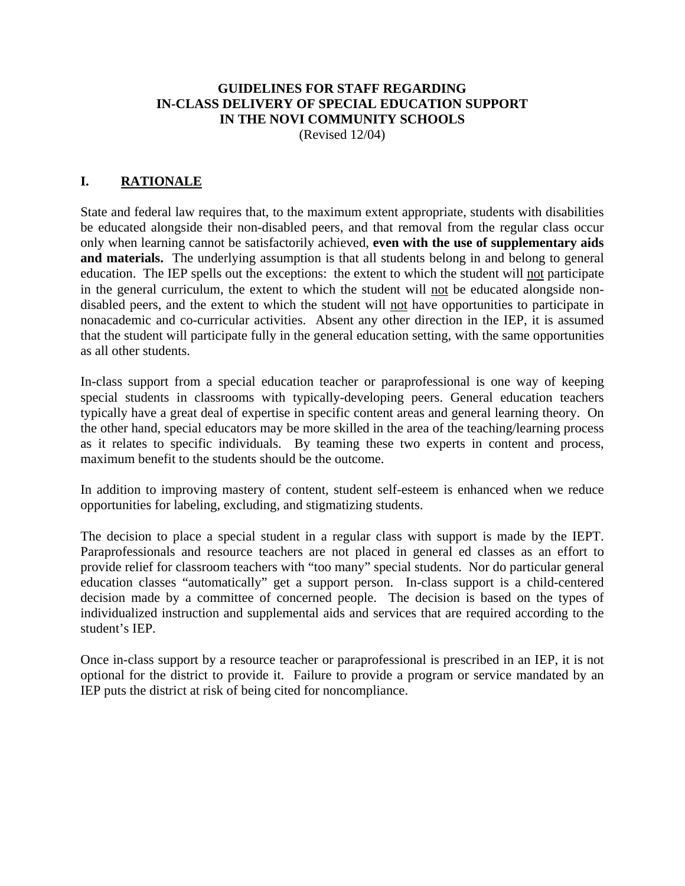# GUIDELINES FOR STAFF REGARDING IN-CLASS DELIVERY OF SPECIAL EDUCATION SUPPORT IN THE NOVI COMMUNITY SCHOOLS

(Revised 12/04)

## I. RATIONALE

State and federal law requires that, to the maximum extent appropriate, students with disabilities be educated alongside their non-disabled peers, and that removal from the regular class occur only when learning cannot be satisfactorily achieved, **even with the use of supplementary aids and materials.** The underlying assumption is that all students belong in and belong to general education. The IEP spells out the exceptions: the extent to which the student will <u>not</u> participate in the general curriculum, the extent to which the student will <u>not</u> be educated alongside non-disabled peers, and the extent to which the student will <u>not</u> have opportunities to participate in nonacademic and co-curricular activities. Absent any other direction in the IEP, it is assumed that the student will participate fully in the general education setting, with the same opportunities as all other students.

In-class support from a special education teacher or paraprofessional is one way of keeping special students in classrooms with typically-developing peers. General education teachers typically have a great deal of expertise in specific content areas and general learning theory. On the other hand, special educators may be more skilled in the area of the teaching/learning process as it relates to specific individuals. By teaming these two experts in content and process, maximum benefit to the students should be the outcome.

In addition to improving mastery of content, student self-esteem is enhanced when we reduce opportunities for labeling, excluding, and stigmatizing students.

The decision to place a special student in a regular class with support is made by the IEPT. Paraprofessionals and resource teachers are not placed in general ed classes as an effort to provide relief for classroom teachers with "too many" special students. Nor do particular general education classes "automatically" get a support person. In-class support is a child-centered decision made by a committee of concerned people. The decision is based on the types of individualized instruction and supplemental aids and services that are required according to the student's IEP.

Once in-class support by a resource teacher or paraprofessional is prescribed in an IEP, it is not optional for the district to provide it. Failure to provide a program or service mandated by an IEP puts the district at risk of being cited for noncompliance.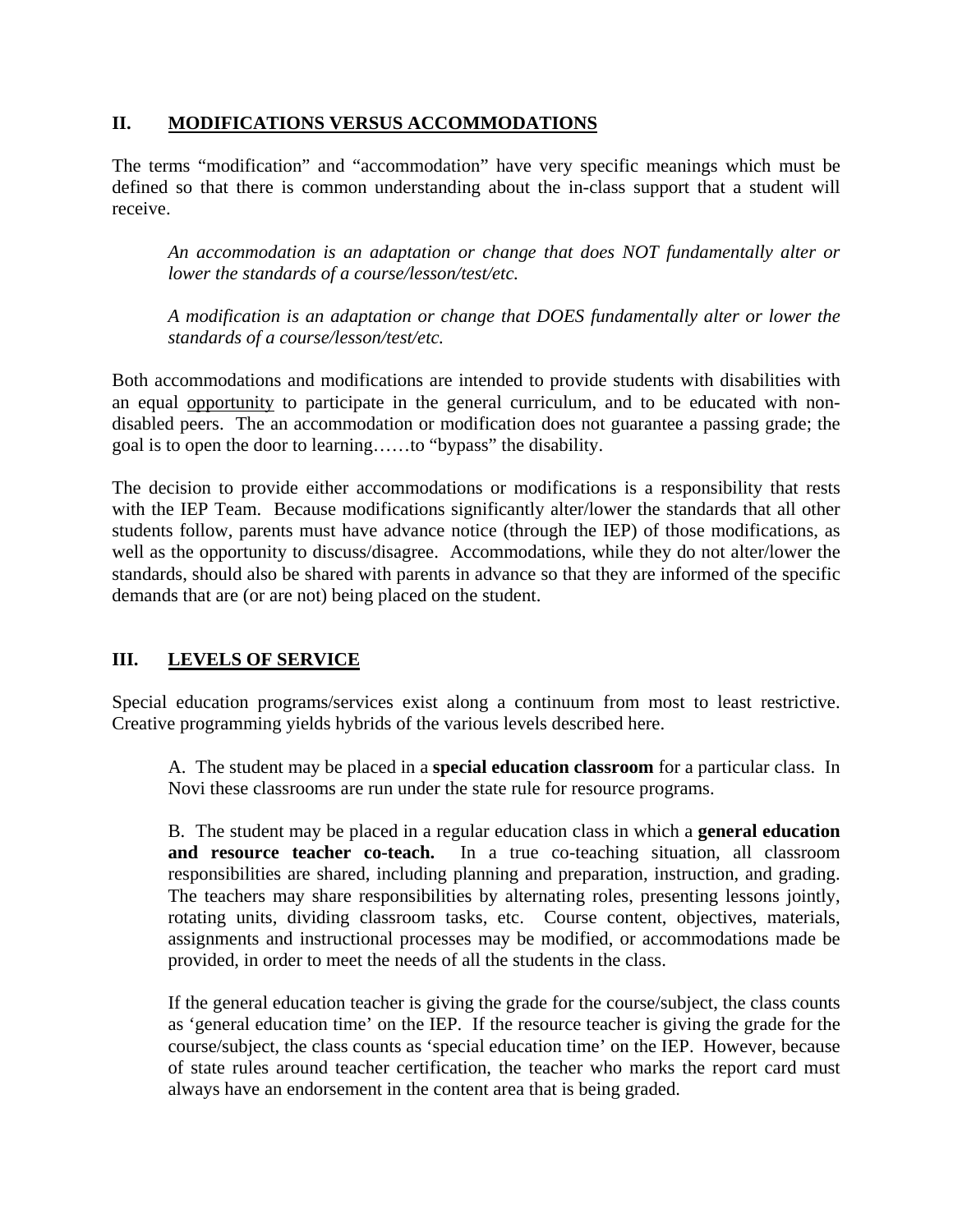## II. <u>MODIFICATIONS VERSUS ACCOMMODATIONS</u>

The terms "modification" and "accommodation" have very specific meanings which must be defined so that there is common understanding about the in-class support that a student will receive.

> *An accommodation is an adaptation or change that does NOT fundamentally alter or lower the standards of a course/lesson/test/etc.*
>
> *A modification is an adaptation or change that DOES fundamentally alter or lower the standards of a course/lesson/test/etc.*

Both accommodations and modifications are intended to provide students with disabilities with an equal <u>opportunity</u> to participate in the general curriculum, and to be educated with non-disabled peers. The an accommodation or modification does not guarantee a passing grade; the goal is to open the door to learning……to "bypass" the disability.

The decision to provide either accommodations or modifications is a responsibility that rests with the IEP Team. Because modifications significantly alter/lower the standards that all other students follow, parents must have advance notice (through the IEP) of those modifications, as well as the opportunity to discuss/disagree. Accommodations, while they do not alter/lower the standards, should also be shared with parents in advance so that they are informed of the specific demands that are (or are not) being placed on the student.

## III. <u>LEVELS OF SERVICE</u>

Special education programs/services exist along a continuum from most to least restrictive. Creative programming yields hybrids of the various levels described here.

A. The student may be placed in a **special education classroom** for a particular class. In Novi these classrooms are run under the state rule for resource programs.

B. The student may be placed in a regular education class in which a **general education and resource teacher co-teach.** In a true co-teaching situation, all classroom responsibilities are shared, including planning and preparation, instruction, and grading. The teachers may share responsibilities by alternating roles, presenting lessons jointly, rotating units, dividing classroom tasks, etc. Course content, objectives, materials, assignments and instructional processes may be modified, or accommodations made be provided, in order to meet the needs of all the students in the class.

If the general education teacher is giving the grade for the course/subject, the class counts as 'general education time' on the IEP. If the resource teacher is giving the grade for the course/subject, the class counts as 'special education time' on the IEP. However, because of state rules around teacher certification, the teacher who marks the report card must always have an endorsement in the content area that is being graded.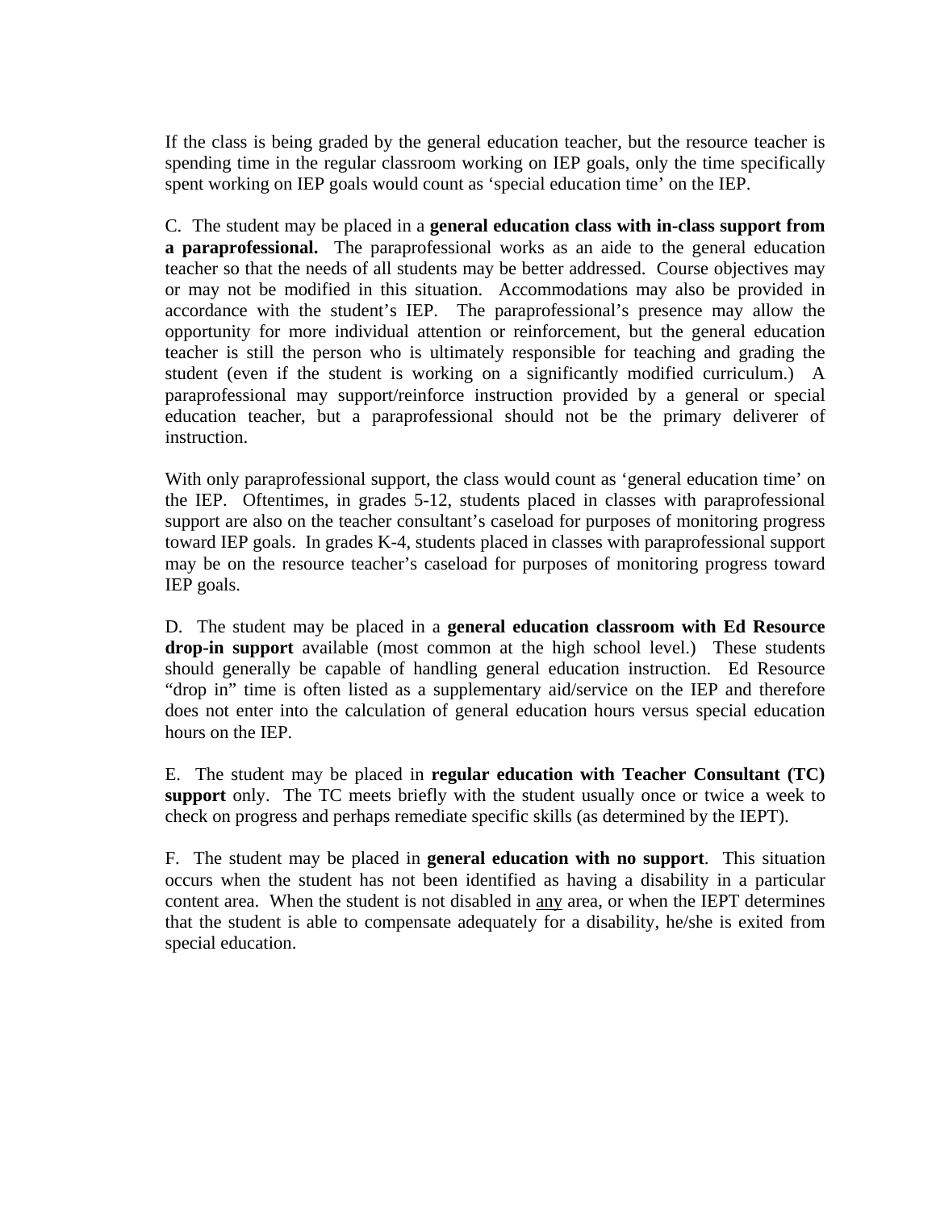If the class is being graded by the general education teacher, but the resource teacher is spending time in the regular classroom working on IEP goals, only the time specifically spent working on IEP goals would count as 'special education time' on the IEP.

C. The student may be placed in a **general education class with in-class support from a paraprofessional.** The paraprofessional works as an aide to the general education teacher so that the needs of all students may be better addressed. Course objectives may or may not be modified in this situation. Accommodations may also be provided in accordance with the student's IEP. The paraprofessional's presence may allow the opportunity for more individual attention or reinforcement, but the general education teacher is still the person who is ultimately responsible for teaching and grading the student (even if the student is working on a significantly modified curriculum.) A paraprofessional may support/reinforce instruction provided by a general or special education teacher, but a paraprofessional should not be the primary deliverer of instruction.

With only paraprofessional support, the class would count as 'general education time' on the IEP. Oftentimes, in grades 5-12, students placed in classes with paraprofessional support are also on the teacher consultant's caseload for purposes of monitoring progress toward IEP goals. In grades K-4, students placed in classes with paraprofessional support may be on the resource teacher's caseload for purposes of monitoring progress toward IEP goals.

D. The student may be placed in a **general education classroom with Ed Resource drop-in support** available (most common at the high school level.) These students should generally be capable of handling general education instruction. Ed Resource "drop in" time is often listed as a supplementary aid/service on the IEP and therefore does not enter into the calculation of general education hours versus special education hours on the IEP.

E. The student may be placed in **regular education with Teacher Consultant (TC) support** only. The TC meets briefly with the student usually once or twice a week to check on progress and perhaps remediate specific skills (as determined by the IEPT).

F. The student may be placed in **general education with no support**. This situation occurs when the student has not been identified as having a disability in a particular content area. When the student is not disabled in <u>any</u> area, or when the IEPT determines that the student is able to compensate adequately for a disability, he/she is exited from special education.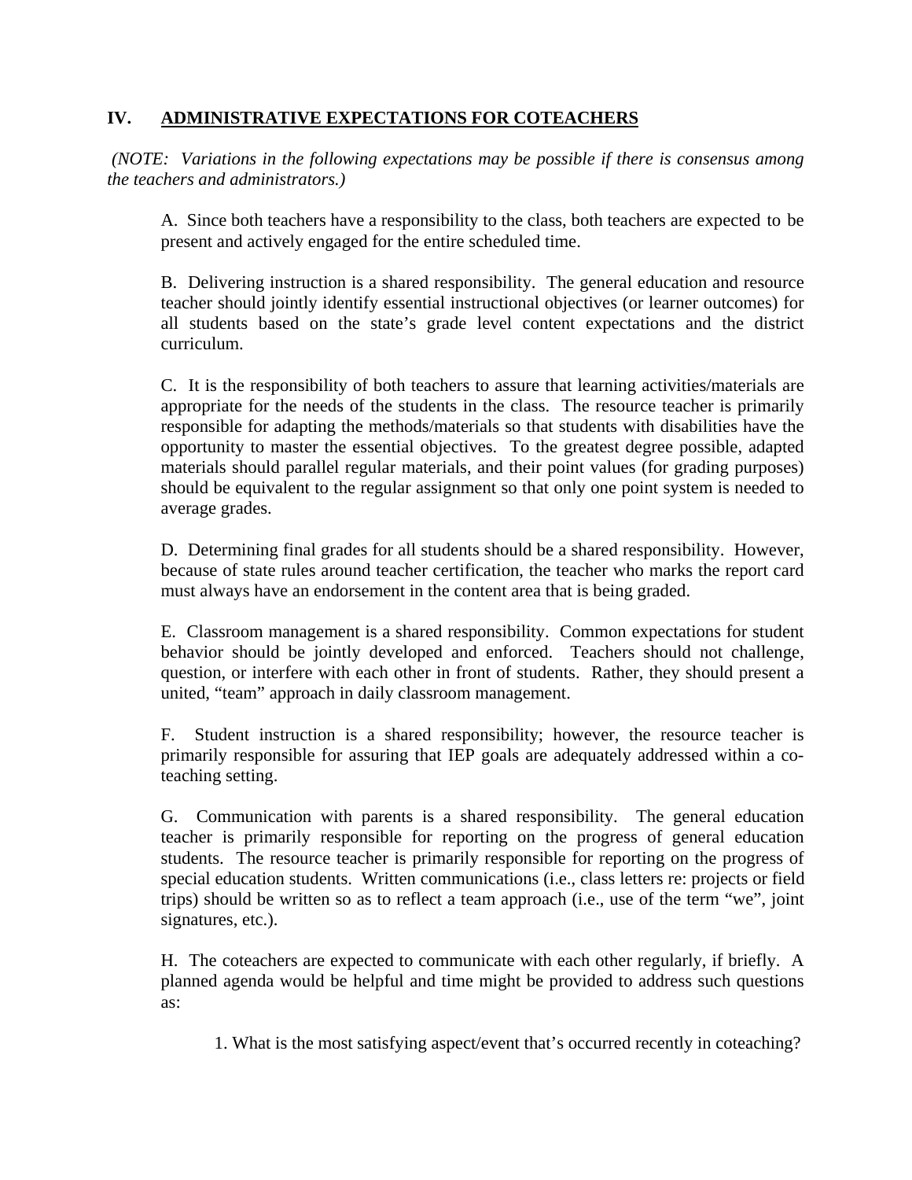## IV. <u>ADMINISTRATIVE EXPECTATIONS FOR COTEACHERS</u>

*(NOTE: Variations in the following expectations may be possible if there is consensus among the teachers and administrators.)*

A. Since both teachers have a responsibility to the class, both teachers are expected to be present and actively engaged for the entire scheduled time.

B. Delivering instruction is a shared responsibility. The general education and resource teacher should jointly identify essential instructional objectives (or learner outcomes) for all students based on the state's grade level content expectations and the district curriculum.

C. It is the responsibility of both teachers to assure that learning activities/materials are appropriate for the needs of the students in the class. The resource teacher is primarily responsible for adapting the methods/materials so that students with disabilities have the opportunity to master the essential objectives. To the greatest degree possible, adapted materials should parallel regular materials, and their point values (for grading purposes) should be equivalent to the regular assignment so that only one point system is needed to average grades.

D. Determining final grades for all students should be a shared responsibility. However, because of state rules around teacher certification, the teacher who marks the report card must always have an endorsement in the content area that is being graded.

E. Classroom management is a shared responsibility. Common expectations for student behavior should be jointly developed and enforced. Teachers should not challenge, question, or interfere with each other in front of students. Rather, they should present a united, "team" approach in daily classroom management.

F. Student instruction is a shared responsibility; however, the resource teacher is primarily responsible for assuring that IEP goals are adequately addressed within a co-teaching setting.

G. Communication with parents is a shared responsibility. The general education teacher is primarily responsible for reporting on the progress of general education students. The resource teacher is primarily responsible for reporting on the progress of special education students. Written communications (i.e., class letters re: projects or field trips) should be written so as to reflect a team approach (i.e., use of the term "we", joint signatures, etc.).

H. The coteachers are expected to communicate with each other regularly, if briefly. A planned agenda would be helpful and time might be provided to address such questions as:

1. What is the most satisfying aspect/event that's occurred recently in coteaching?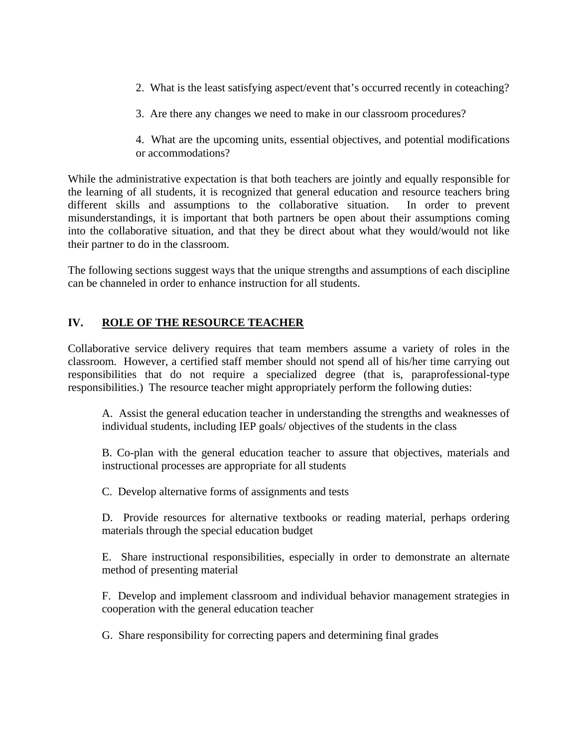2. What is the least satisfying aspect/event that's occurred recently in coteaching?

3. Are there any changes we need to make in our classroom procedures?

4. What are the upcoming units, essential objectives, and potential modifications or accommodations?

While the administrative expectation is that both teachers are jointly and equally responsible for the learning of all students, it is recognized that general education and resource teachers bring different skills and assumptions to the collaborative situation. In order to prevent misunderstandings, it is important that both partners be open about their assumptions coming into the collaborative situation, and that they be direct about what they would/would not like their partner to do in the classroom.

The following sections suggest ways that the unique strengths and assumptions of each discipline can be channeled in order to enhance instruction for all students.

## IV. <u>ROLE OF THE RESOURCE TEACHER</u>

Collaborative service delivery requires that team members assume a variety of roles in the classroom. However, a certified staff member should not spend all of his/her time carrying out responsibilities that do not require a specialized degree (that is, paraprofessional-type responsibilities.) The resource teacher might appropriately perform the following duties:

A. Assist the general education teacher in understanding the strengths and weaknesses of individual students, including IEP goals/ objectives of the students in the class

B. Co-plan with the general education teacher to assure that objectives, materials and instructional processes are appropriate for all students

C. Develop alternative forms of assignments and tests

D. Provide resources for alternative textbooks or reading material, perhaps ordering materials through the special education budget

E. Share instructional responsibilities, especially in order to demonstrate an alternate method of presenting material

F. Develop and implement classroom and individual behavior management strategies in cooperation with the general education teacher

G. Share responsibility for correcting papers and determining final grades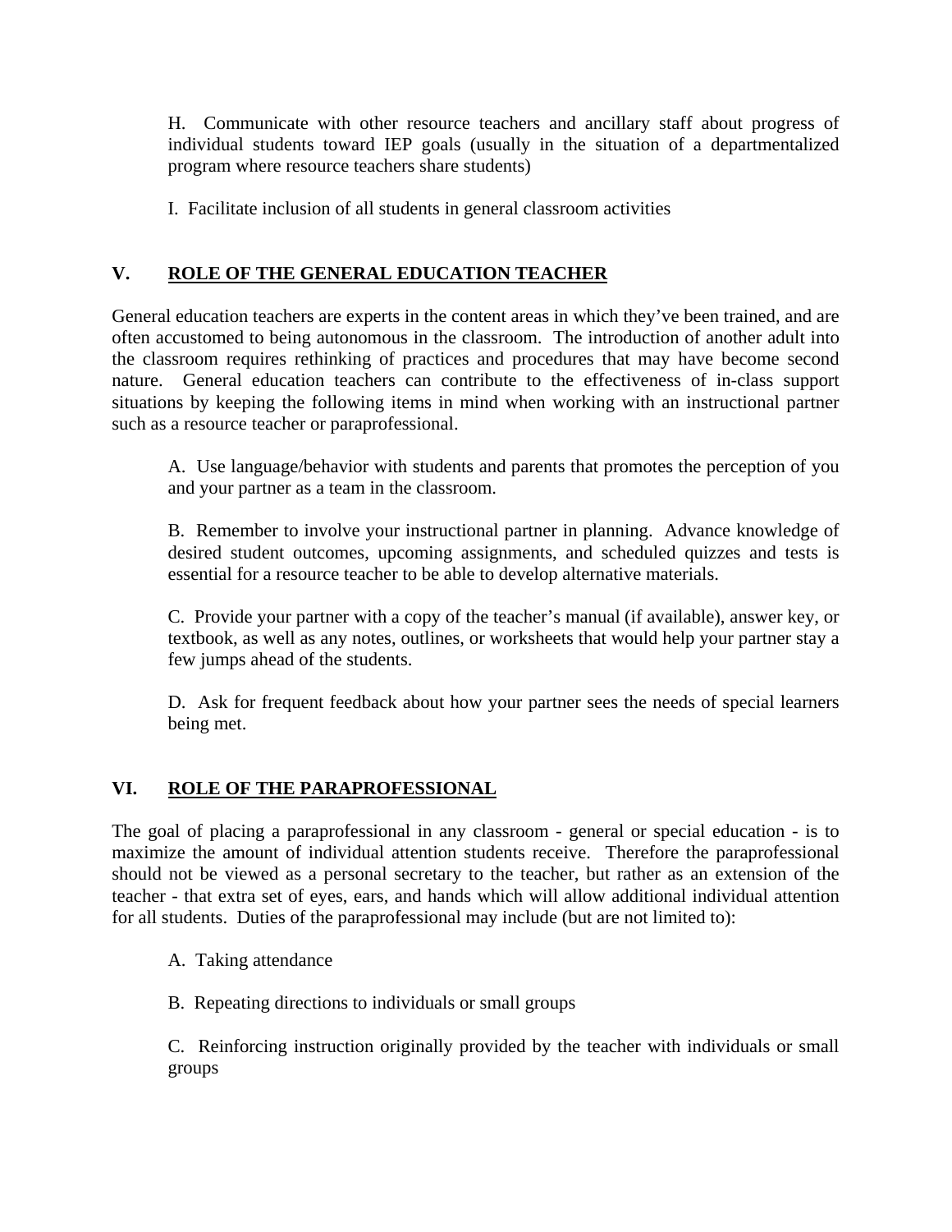H. Communicate with other resource teachers and ancillary staff about progress of individual students toward IEP goals (usually in the situation of a departmentalized program where resource teachers share students)

I. Facilitate inclusion of all students in general classroom activities

## V. ROLE OF THE GENERAL EDUCATION TEACHER

General education teachers are experts in the content areas in which they've been trained, and are often accustomed to being autonomous in the classroom. The introduction of another adult into the classroom requires rethinking of practices and procedures that may have become second nature. General education teachers can contribute to the effectiveness of in-class support situations by keeping the following items in mind when working with an instructional partner such as a resource teacher or paraprofessional.

A. Use language/behavior with students and parents that promotes the perception of you and your partner as a team in the classroom.

B. Remember to involve your instructional partner in planning. Advance knowledge of desired student outcomes, upcoming assignments, and scheduled quizzes and tests is essential for a resource teacher to be able to develop alternative materials.

C. Provide your partner with a copy of the teacher's manual (if available), answer key, or textbook, as well as any notes, outlines, or worksheets that would help your partner stay a few jumps ahead of the students.

D. Ask for frequent feedback about how your partner sees the needs of special learners being met.

## VI. ROLE OF THE PARAPROFESSIONAL

The goal of placing a paraprofessional in any classroom - general or special education - is to maximize the amount of individual attention students receive. Therefore the paraprofessional should not be viewed as a personal secretary to the teacher, but rather as an extension of the teacher - that extra set of eyes, ears, and hands which will allow additional individual attention for all students. Duties of the paraprofessional may include (but are not limited to):

A. Taking attendance

B. Repeating directions to individuals or small groups

C. Reinforcing instruction originally provided by the teacher with individuals or small groups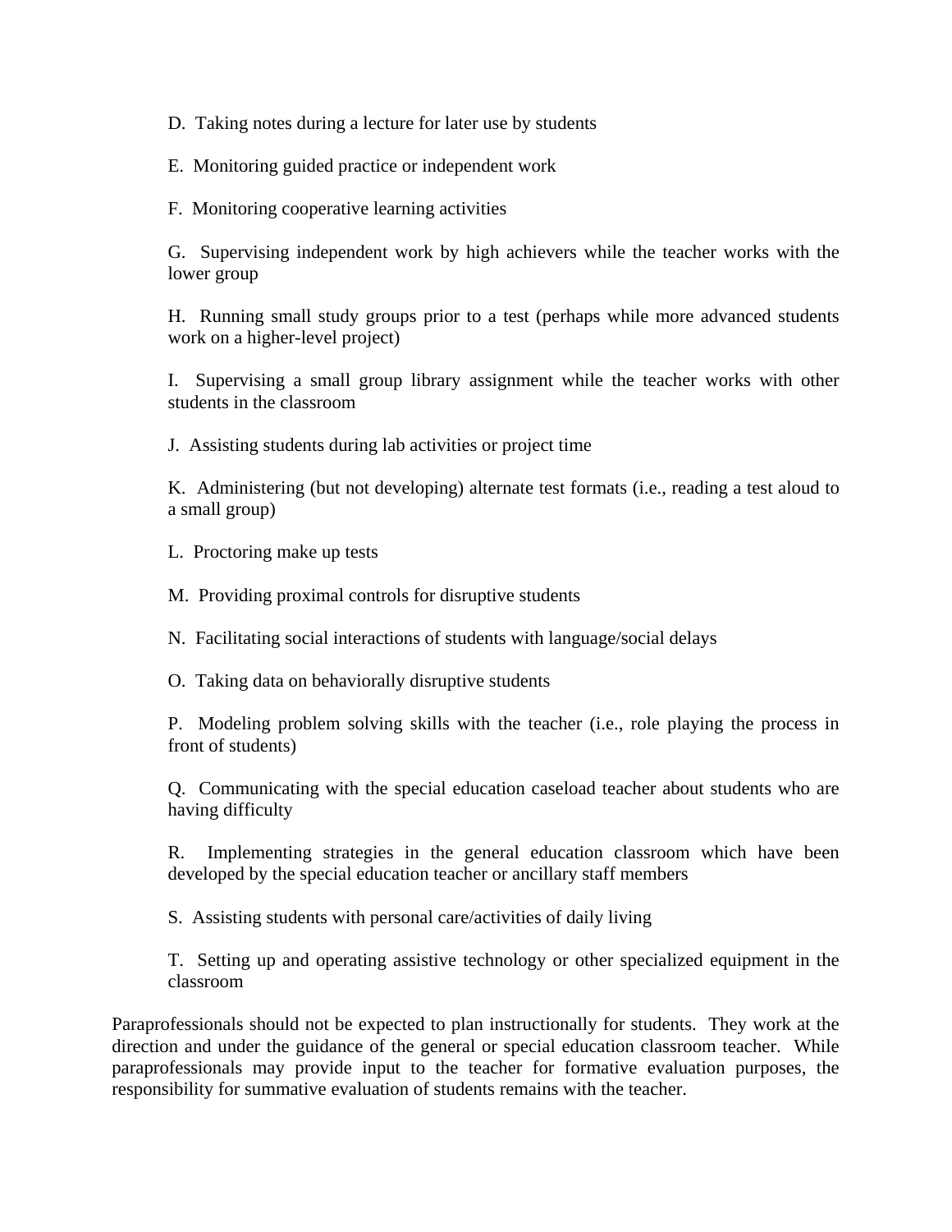D. Taking notes during a lecture for later use by students

E. Monitoring guided practice or independent work

F. Monitoring cooperative learning activities

G. Supervising independent work by high achievers while the teacher works with the lower group

H. Running small study groups prior to a test (perhaps while more advanced students work on a higher-level project)

I. Supervising a small group library assignment while the teacher works with other students in the classroom

J. Assisting students during lab activities or project time

K. Administering (but not developing) alternate test formats (i.e., reading a test aloud to a small group)

L. Proctoring make up tests

M. Providing proximal controls for disruptive students

N. Facilitating social interactions of students with language/social delays

O. Taking data on behaviorally disruptive students

P. Modeling problem solving skills with the teacher (i.e., role playing the process in front of students)

Q. Communicating with the special education caseload teacher about students who are having difficulty

R. Implementing strategies in the general education classroom which have been developed by the special education teacher or ancillary staff members

S. Assisting students with personal care/activities of daily living

T. Setting up and operating assistive technology or other specialized equipment in the classroom

Paraprofessionals should not be expected to plan instructionally for students. They work at the direction and under the guidance of the general or special education classroom teacher. While paraprofessionals may provide input to the teacher for formative evaluation purposes, the responsibility for summative evaluation of students remains with the teacher.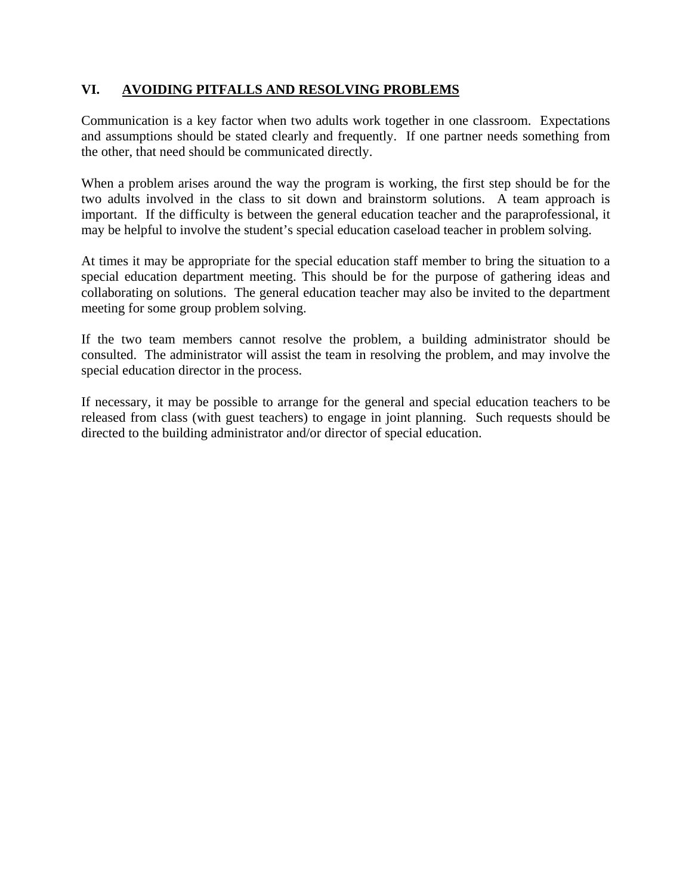## VI. AVOIDING PITFALLS AND RESOLVING PROBLEMS

Communication is a key factor when two adults work together in one classroom. Expectations and assumptions should be stated clearly and frequently. If one partner needs something from the other, that need should be communicated directly.

When a problem arises around the way the program is working, the first step should be for the two adults involved in the class to sit down and brainstorm solutions. A team approach is important. If the difficulty is between the general education teacher and the paraprofessional, it may be helpful to involve the student's special education caseload teacher in problem solving.

At times it may be appropriate for the special education staff member to bring the situation to a special education department meeting. This should be for the purpose of gathering ideas and collaborating on solutions. The general education teacher may also be invited to the department meeting for some group problem solving.

If the two team members cannot resolve the problem, a building administrator should be consulted. The administrator will assist the team in resolving the problem, and may involve the special education director in the process.

If necessary, it may be possible to arrange for the general and special education teachers to be released from class (with guest teachers) to engage in joint planning. Such requests should be directed to the building administrator and/or director of special education.